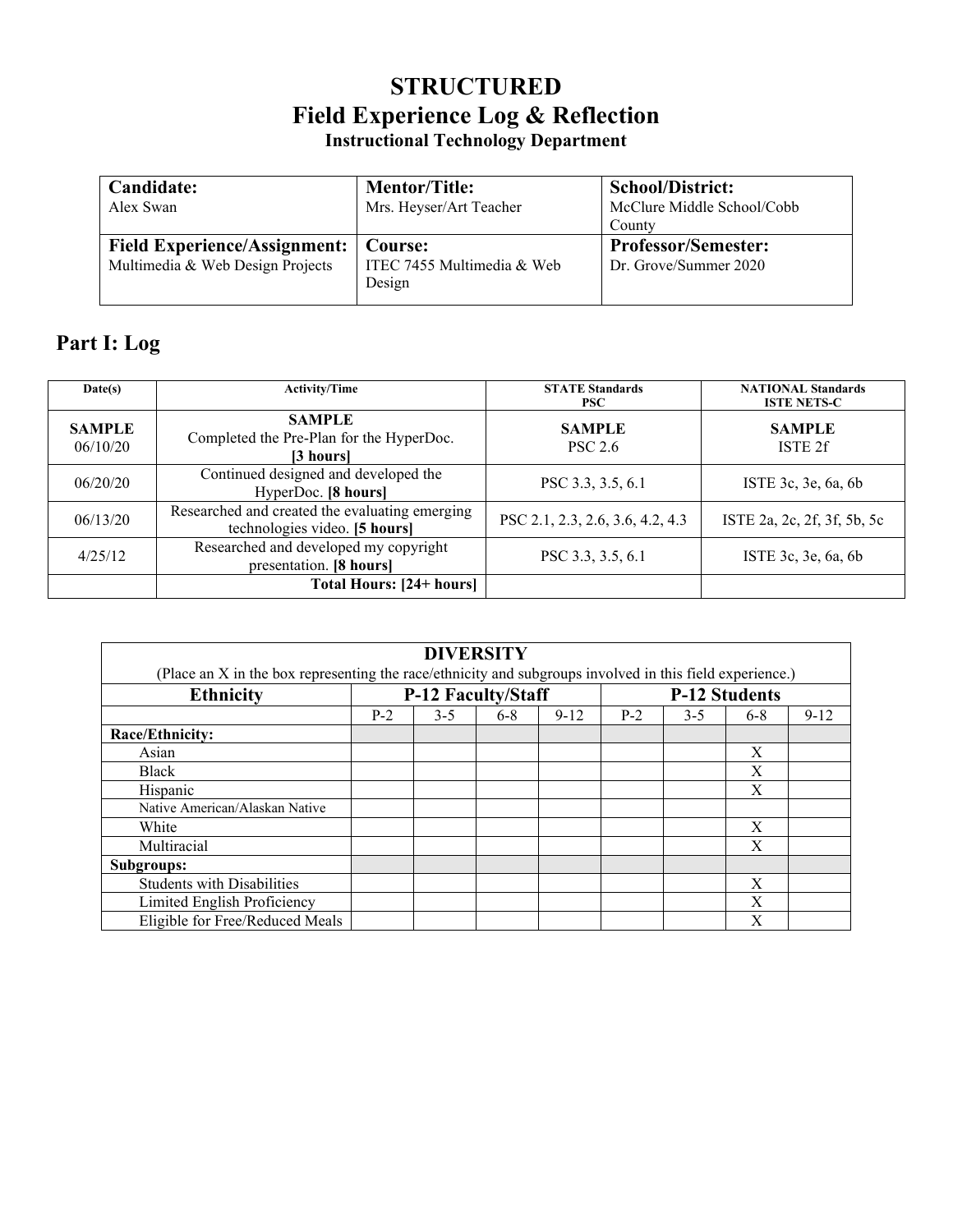# STRUCTURED
# Field Experience Log & Reflection
### Instructional Technology Department

| **Candidate:**<br>Alex Swan | **Mentor/Title:**<br>Mrs. Heyser/Art Teacher | **School/District:**<br>McClure Middle School/Cobb County |
|---|---|---|
| **Field Experience/Assignment:**<br>Multimedia & Web Design Projects | **Course:**<br>ITEC 7455 Multimedia & Web Design | **Professor/Semester:**<br>Dr. Grove/Summer 2020 |

## Part I: Log

| Date(s) | Activity/Time | STATE Standards PSC | NATIONAL Standards ISTE NETS-C |
|---|---|---|---|
| **SAMPLE**<br>06/10/20 | **SAMPLE**<br>Completed the Pre-Plan for the HyperDoc.<br>**[3 hours]** | **SAMPLE**<br>PSC 2.6 | **SAMPLE**<br>ISTE 2f |
| 06/20/20 | Continued designed and developed the HyperDoc. **[8 hours]** | PSC 3.3, 3.5, 6.1 | ISTE 3c, 3e, 6a, 6b |
| 06/13/20 | Researched and created the evaluating emerging technologies video. **[5 hours]** | PSC 2.1, 2.3, 2.6, 3.6, 4.2, 4.3 | ISTE 2a, 2c, 2f, 3f, 5b, 5c |
| 4/25/12 | Researched and developed my copyright presentation. **[8 hours]** | PSC 3.3, 3.5, 6.1 | ISTE 3c, 3e, 6a, 6b |
| | **Total Hours: [24+ hours]** | | |

| **DIVERSITY**<br>(Place an X in the box representing the race/ethnicity and subgroups involved in this field experience.) | | | | | | | | |
|---|---|---|---|---|---|---|---|---|
| **Ethnicity** | **P-12 Faculty/Staff** | | | | **P-12 Students** | | | |
| | P-2 | 3-5 | 6-8 | 9-12 | P-2 | 3-5 | 6-8 | 9-12 |
| **Race/Ethnicity:** | | | | | | | | |
| Asian | | | | | | | X | |
| Black | | | | | | | X | |
| Hispanic | | | | | | | X | |
| Native American/Alaskan Native | | | | | | | | |
| White | | | | | | | X | |
| Multiracial | | | | | | | X | |
| **Subgroups:** | | | | | | | | |
| Students with Disabilities | | | | | | | X | |
| Limited English Proficiency | | | | | | | X | |
| Eligible for Free/Reduced Meals | | | | | | | X | |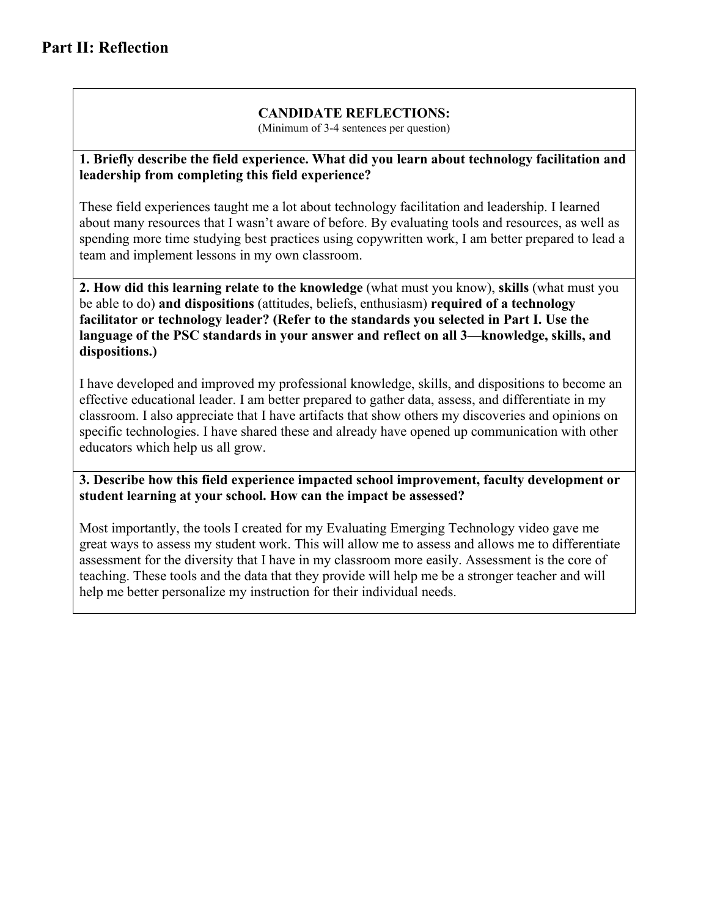## Part II: Reflection

**CANDIDATE REFLECTIONS:**

(Minimum of 3-4 sentences per question)

**1. Briefly describe the field experience. What did you learn about technology facilitation and leadership from completing this field experience?**

These field experiences taught me a lot about technology facilitation and leadership. I learned about many resources that I wasn't aware of before. By evaluating tools and resources, as well as spending more time studying best practices using copywritten work, I am better prepared to lead a team and implement lessons in my own classroom.

**2. How did this learning relate to the knowledge** (what must you know), **skills** (what must you be able to do) **and dispositions** (attitudes, beliefs, enthusiasm) **required of a technology facilitator or technology leader? (Refer to the standards you selected in Part I. Use the language of the PSC standards in your answer and reflect on all 3—knowledge, skills, and dispositions.)**

I have developed and improved my professional knowledge, skills, and dispositions to become an effective educational leader. I am better prepared to gather data, assess, and differentiate in my classroom. I also appreciate that I have artifacts that show others my discoveries and opinions on specific technologies. I have shared these and already have opened up communication with other educators which help us all grow.

**3. Describe how this field experience impacted school improvement, faculty development or student learning at your school. How can the impact be assessed?**

Most importantly, the tools I created for my Evaluating Emerging Technology video gave me great ways to assess my student work. This will allow me to assess and allows me to differentiate assessment for the diversity that I have in my classroom more easily. Assessment is the core of teaching. These tools and the data that they provide will help me be a stronger teacher and will help me better personalize my instruction for their individual needs.